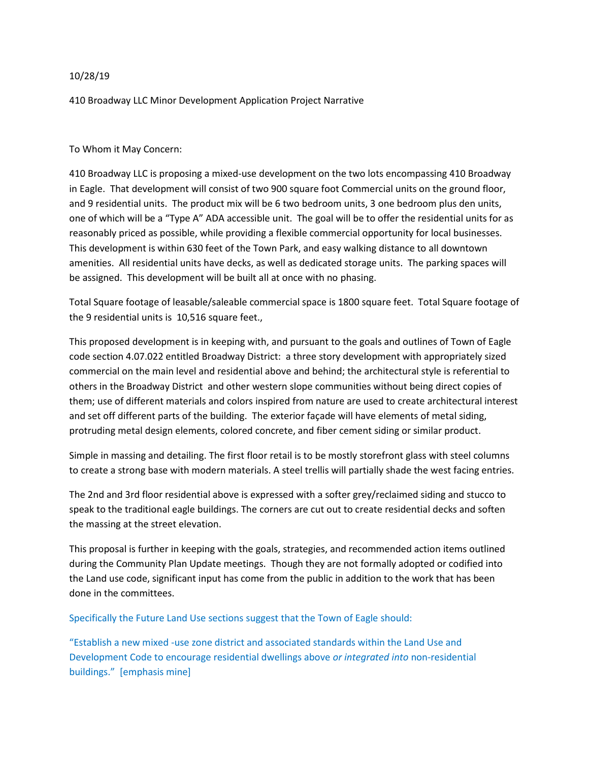10/28/19

410 Broadway LLC Minor Development Application Project Narrative

To Whom it May Concern:

410 Broadway LLC is proposing a mixed-use development on the two lots encompassing 410 Broadway in Eagle. That development will consist of two 900 square foot Commercial units on the ground floor, and 9 residential units. The product mix will be 6 two bedroom units, 3 one bedroom plus den units, one of which will be a "Type A" ADA accessible unit. The goal will be to offer the residential units for as reasonably priced as possible, while providing a flexible commercial opportunity for local businesses. This development is within 630 feet of the Town Park, and easy walking distance to all downtown amenities. All residential units have decks, as well as dedicated storage units. The parking spaces will be assigned. This development will be built all at once with no phasing.

Total Square footage of leasable/saleable commercial space is 1800 square feet. Total Square footage of the 9 residential units is 10,516 square feet.,

This proposed development is in keeping with, and pursuant to the goals and outlines of Town of Eagle code section 4.07.022 entitled Broadway District: a three story development with appropriately sized commercial on the main level and residential above and behind; the architectural style is referential to others in the Broadway District and other western slope communities without being direct copies of them; use of different materials and colors inspired from nature are used to create architectural interest and set off different parts of the building. The exterior façade will have elements of metal siding, protruding metal design elements, colored concrete, and fiber cement siding or similar product.

Simple in massing and detailing. The first floor retail is to be mostly storefront glass with steel columns to create a strong base with modern materials. A steel trellis will partially shade the west facing entries.

The 2nd and 3rd floor residential above is expressed with a softer grey/reclaimed siding and stucco to speak to the traditional eagle buildings. The corners are cut out to create residential decks and soften the massing at the street elevation.

This proposal is further in keeping with the goals, strategies, and recommended action items outlined during the Community Plan Update meetings. Though they are not formally adopted or codified into the Land use code, significant input has come from the public in addition to the work that has been done in the committees.

Specifically the Future Land Use sections suggest that the Town of Eagle should:

"Establish a new mixed -use zone district and associated standards within the Land Use and Development Code to encourage residential dwellings above *or integrated into* non-residential buildings." [emphasis mine]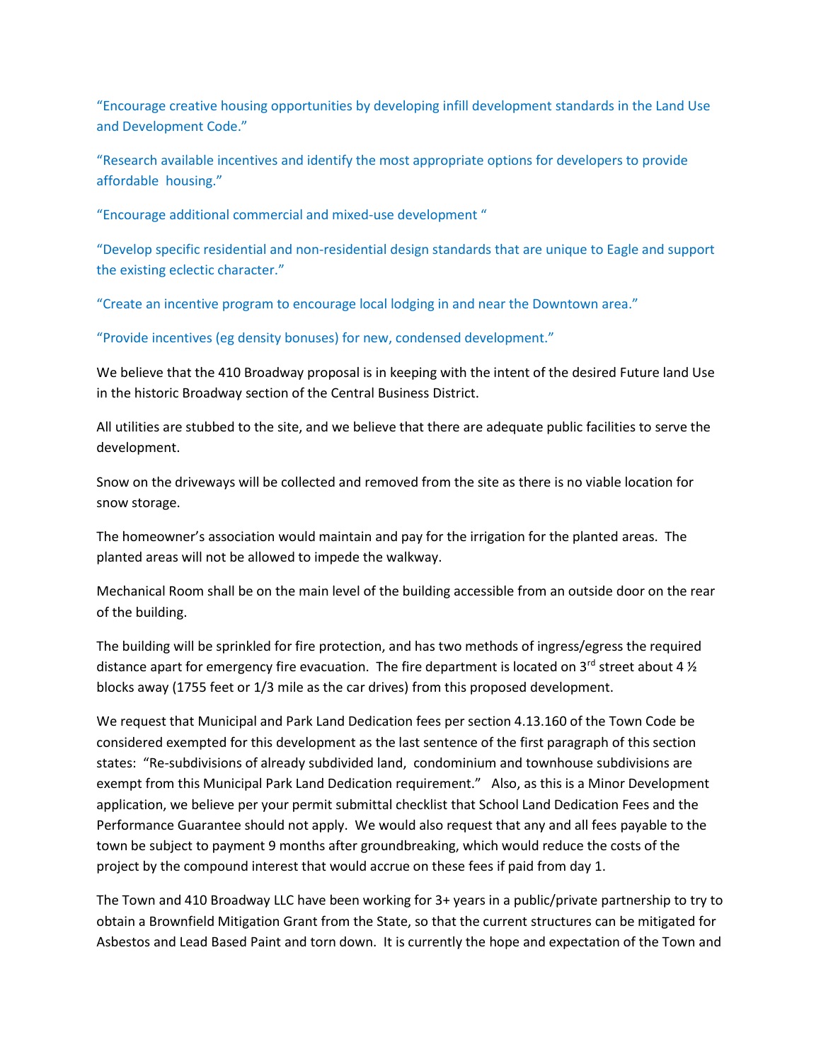"Encourage creative housing opportunities by developing infill development standards in the Land Use and Development Code."

"Research available incentives and identify the most appropriate options for developers to provide affordable housing."

"Encourage additional commercial and mixed-use development "

"Develop specific residential and non-residential design standards that are unique to Eagle and support the existing eclectic character."

"Create an incentive program to encourage local lodging in and near the Downtown area."

"Provide incentives (eg density bonuses) for new, condensed development."

We believe that the 410 Broadway proposal is in keeping with the intent of the desired Future land Use in the historic Broadway section of the Central Business District.

All utilities are stubbed to the site, and we believe that there are adequate public facilities to serve the development.

Snow on the driveways will be collected and removed from the site as there is no viable location for snow storage.

The homeowner's association would maintain and pay for the irrigation for the planted areas. The planted areas will not be allowed to impede the walkway.

Mechanical Room shall be on the main level of the building accessible from an outside door on the rear of the building.

The building will be sprinkled for fire protection, and has two methods of ingress/egress the required distance apart for emergency fire evacuation. The fire department is located on 3rd street about 4 ½ blocks away (1755 feet or 1/3 mile as the car drives) from this proposed development.

We request that Municipal and Park Land Dedication fees per section 4.13.160 of the Town Code be considered exempted for this development as the last sentence of the first paragraph of this section states: "Re-subdivisions of already subdivided land, condominium and townhouse subdivisions are exempt from this Municipal Park Land Dedication requirement." Also, as this is a Minor Development application, we believe per your permit submittal checklist that School Land Dedication Fees and the Performance Guarantee should not apply. We would also request that any and all fees payable to the town be subject to payment 9 months after groundbreaking, which would reduce the costs of the project by the compound interest that would accrue on these fees if paid from day 1.

The Town and 410 Broadway LLC have been working for 3+ years in a public/private partnership to try to obtain a Brownfield Mitigation Grant from the State, so that the current structures can be mitigated for Asbestos and Lead Based Paint and torn down. It is currently the hope and expectation of the Town and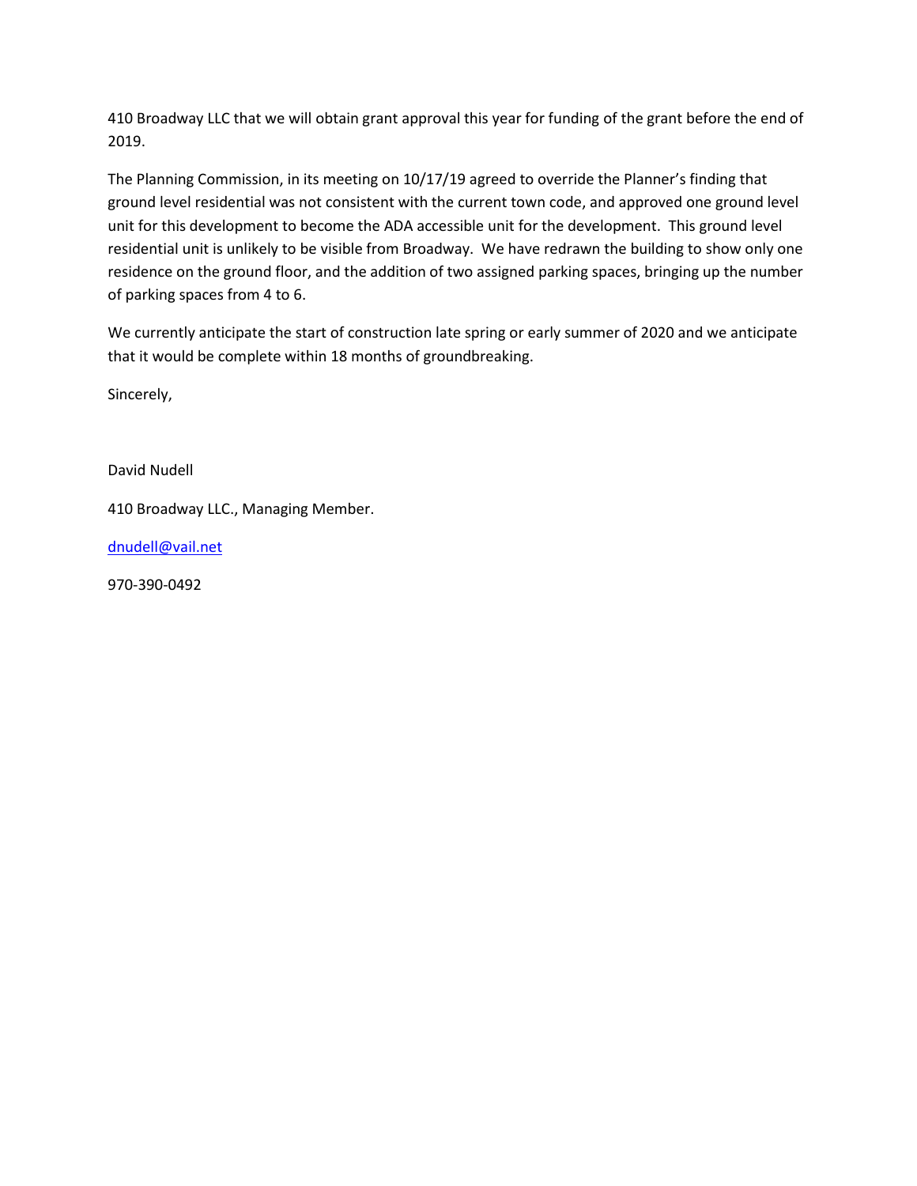410 Broadway LLC that we will obtain grant approval this year for funding of the grant before the end of 2019.

The Planning Commission, in its meeting on 10/17/19 agreed to override the Planner's finding that ground level residential was not consistent with the current town code, and approved one ground level unit for this development to become the ADA accessible unit for the development. This ground level residential unit is unlikely to be visible from Broadway. We have redrawn the building to show only one residence on the ground floor, and the addition of two assigned parking spaces, bringing up the number of parking spaces from 4 to 6.

We currently anticipate the start of construction late spring or early summer of 2020 and we anticipate that it would be complete within 18 months of groundbreaking.

Sincerely,

David Nudell

410 Broadway LLC., Managing Member.

[dnudell@vail.net](mailto:dnudell@vail.net)

970-390-0492